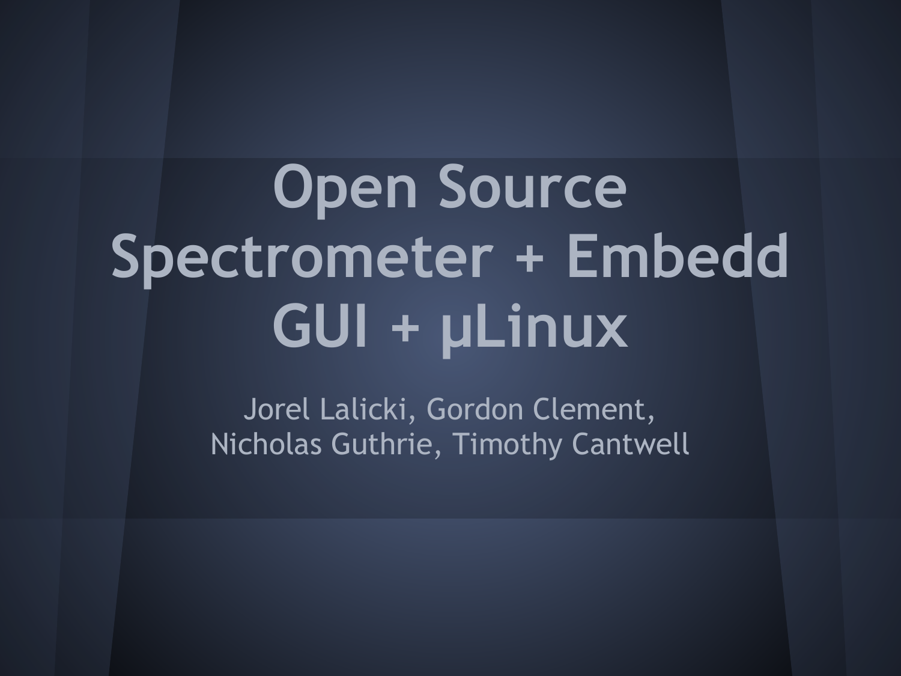# Open Source Spectrometer + Embedd GUI + µLinux

Jorel Lalicki, Gordon Clement,
Nicholas Guthrie, Timothy Cantwell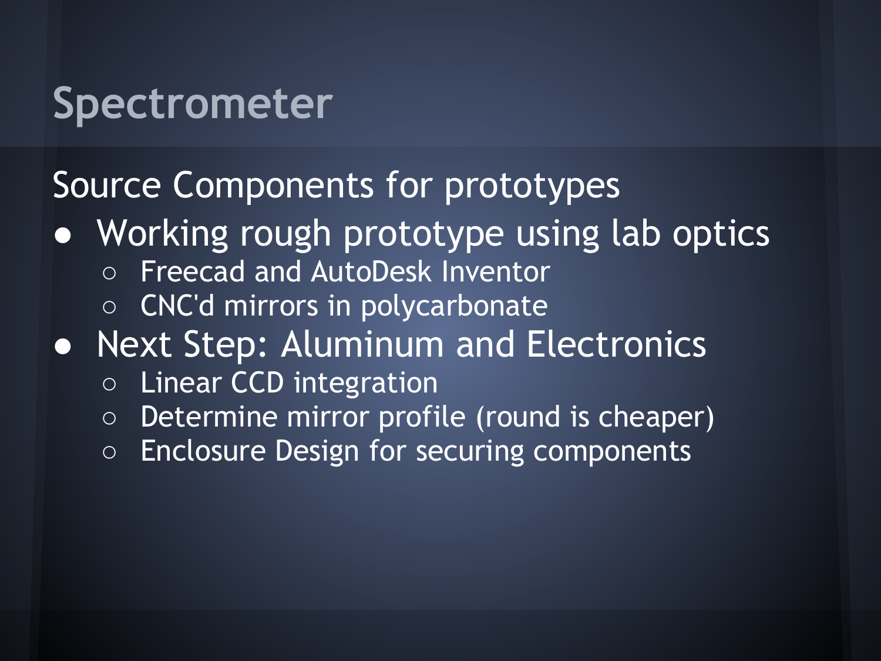# Spectrometer

Source Components for prototypes

- Working rough prototype using lab optics
  - Freecad and AutoDesk Inventor
  - CNC'd mirrors in polycarbonate
- Next Step: Aluminum and Electronics
  - Linear CCD integration
  - Determine mirror profile (round is cheaper)
  - Enclosure Design for securing components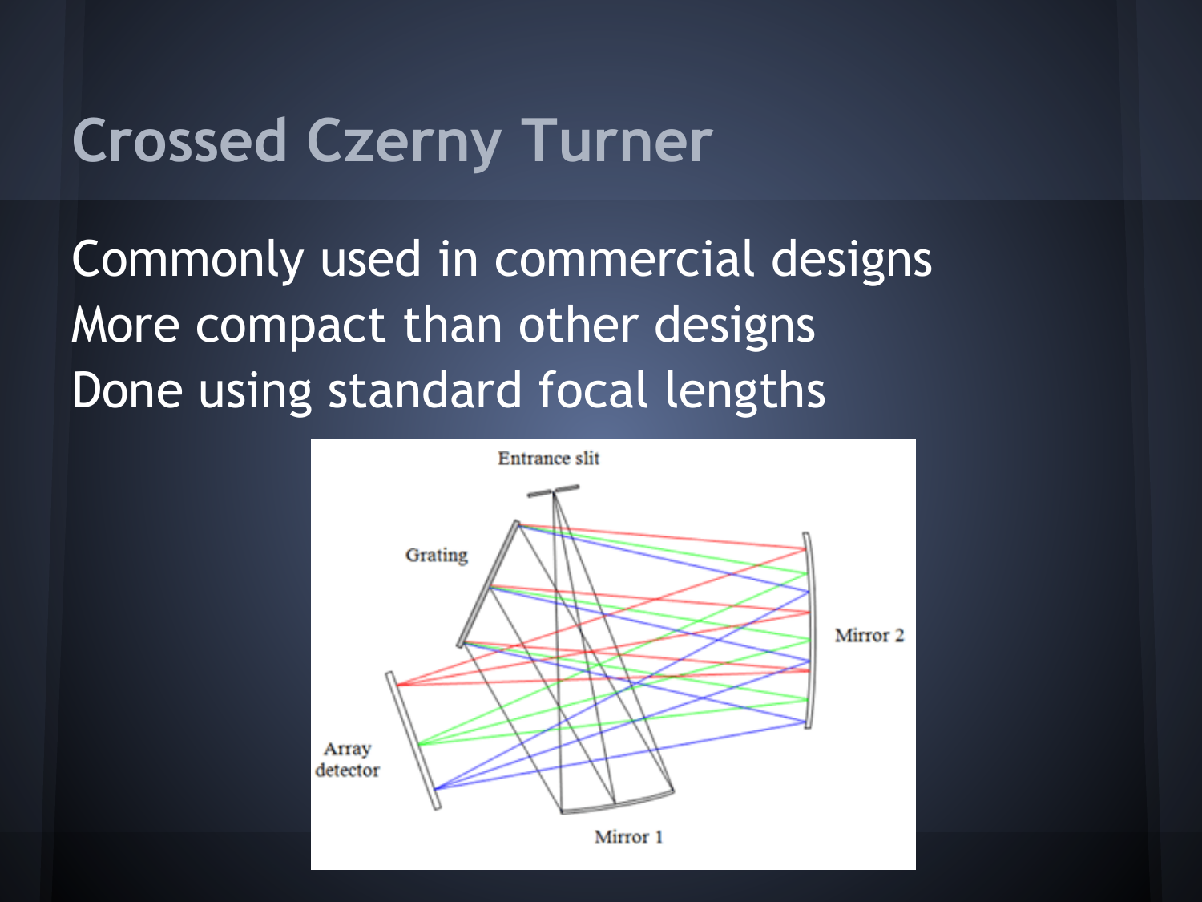# Crossed Czerny Turner

Commonly used in commercial designs
More compact than other designs
Done using standard focal lengths

Entrance slit
Grating
Mirror 2
Array detector
Mirror 1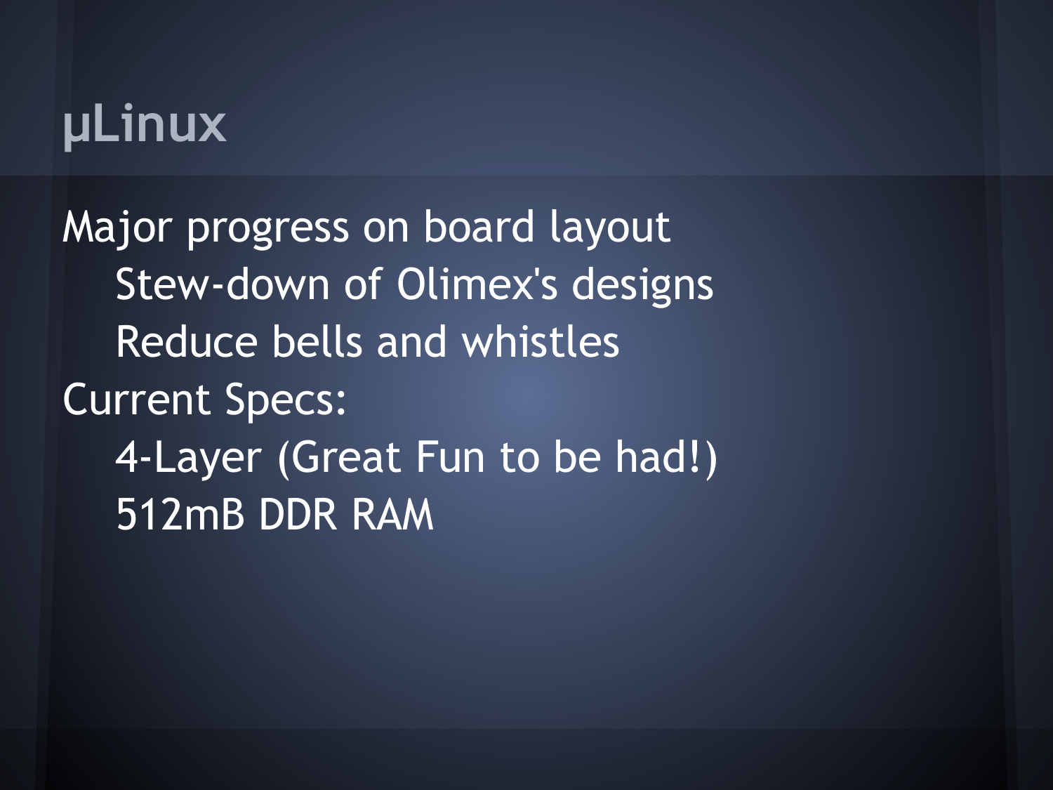# µLinux

- Major progress on board layout
  - Stew-down of Olimex's designs
  - Reduce bells and whistles
- Current Specs:
  - 4-Layer (Great Fun to be had!)
  - 512mB DDR RAM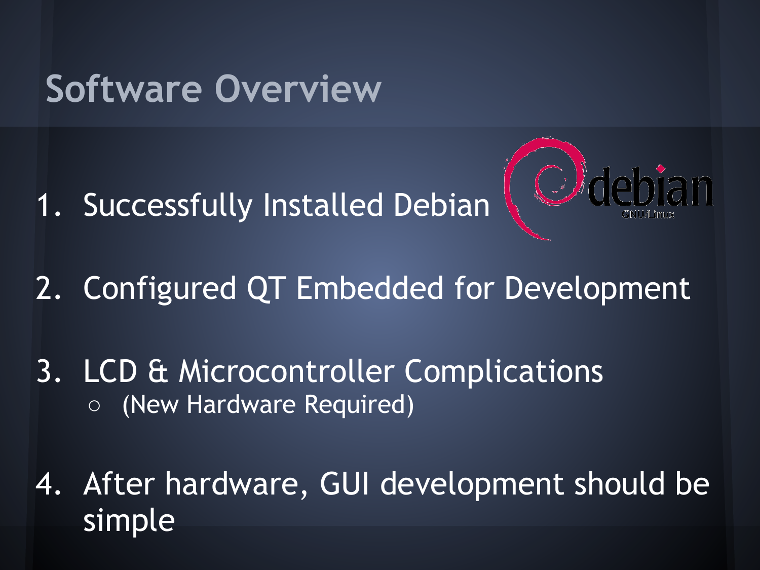# Software Overview

1. Successfully Installed Debian
2. Configured QT Embedded for Development
3. LCD & Microcontroller Complications
   - (New Hardware Required)
4. After hardware, GUI development should be simple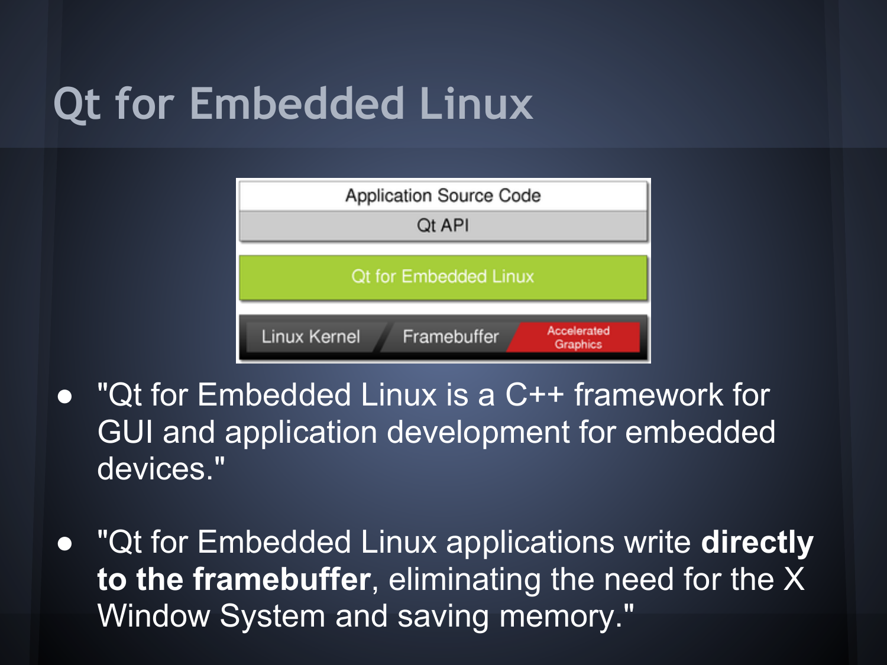# Qt for Embedded Linux

Application Source Code

Qt API

Qt for Embedded Linux

Linux Kernel

Framebuffer

Accelerated Graphics

- "Qt for Embedded Linux is a C++ framework for GUI and application development for embedded devices."
- "Qt for Embedded Linux applications write **directly to the framebuffer**, eliminating the need for the X Window System and saving memory."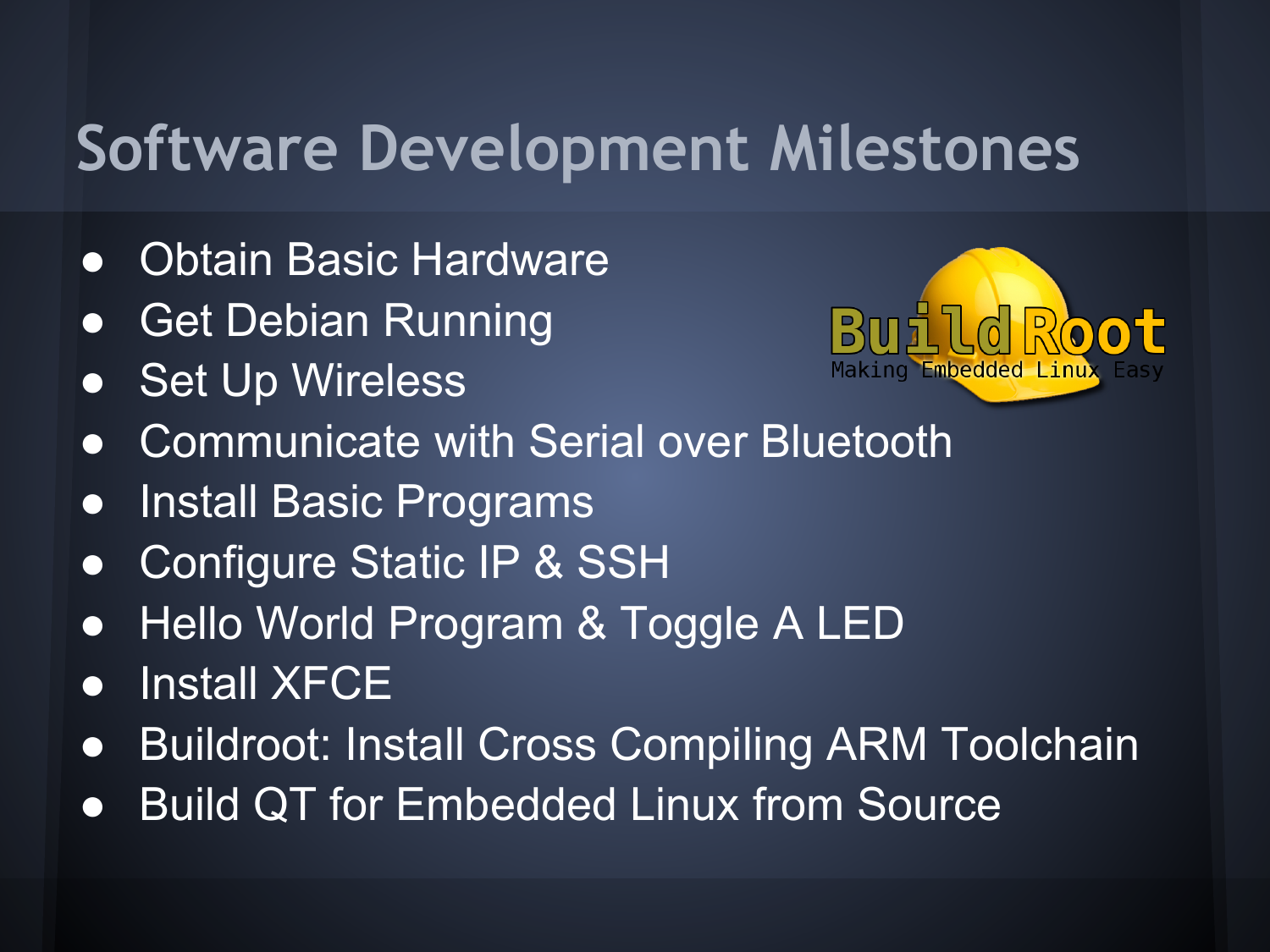# Software Development Milestones

- Obtain Basic Hardware
- Get Debian Running
- Set Up Wireless
- Communicate with Serial over Bluetooth
- Install Basic Programs
- Configure Static IP & SSH
- Hello World Program & Toggle A LED
- Install XFCE
- Buildroot: Install Cross Compiling ARM Toolchain
- Build QT for Embedded Linux from Source

Build Root
Making Embedded Linux Easy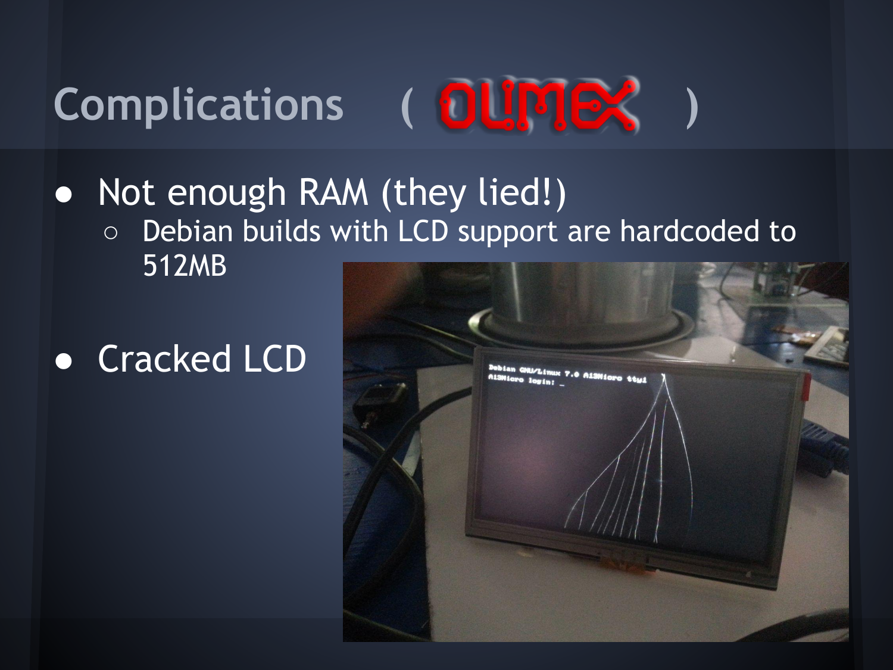# Complications ( OLIMEX )

- Not enough RAM (they lied!)
  - Debian builds with LCD support are hardcoded to 512MB
- Cracked LCD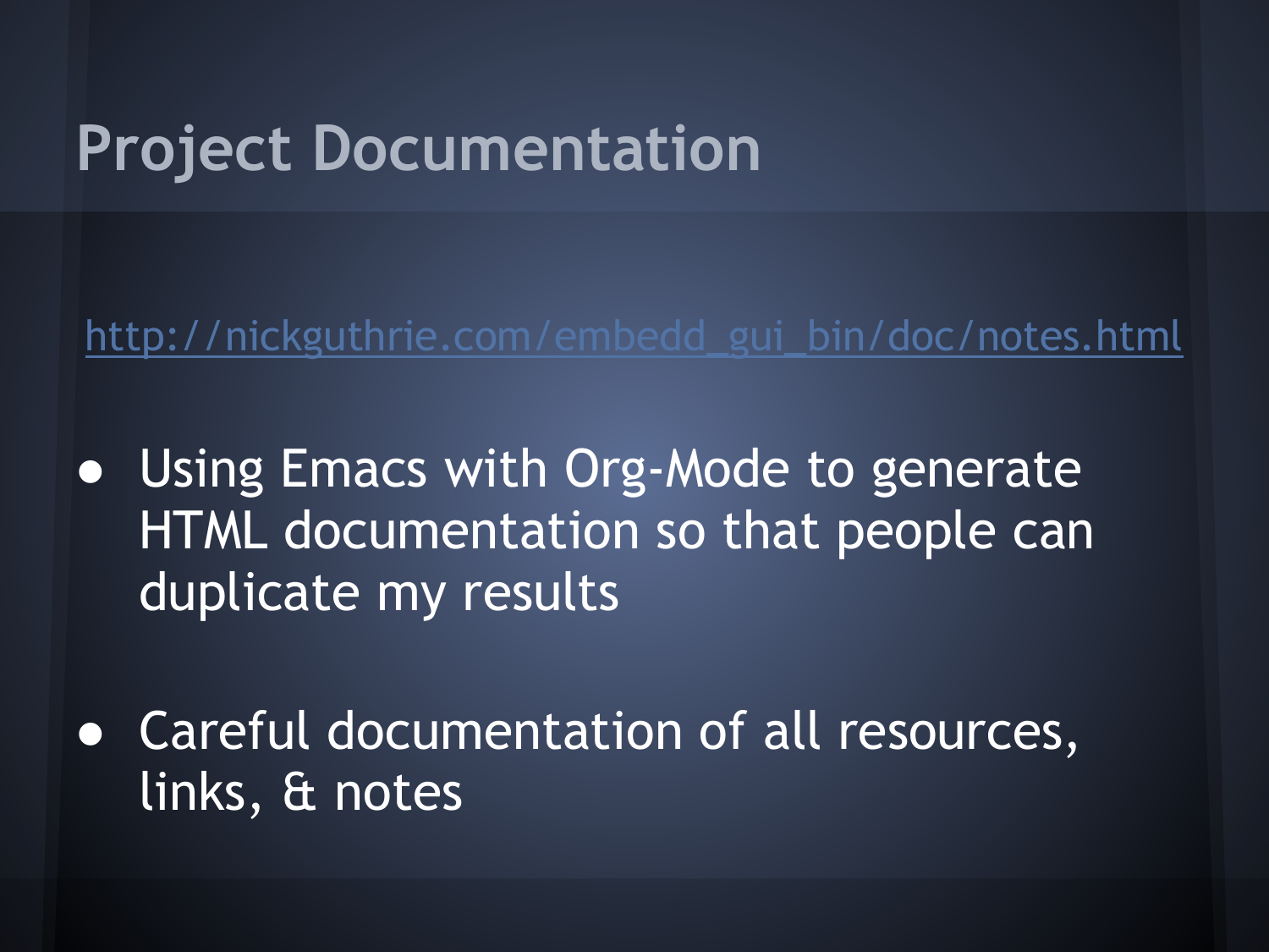# Project Documentation

http://nickguthrie.com/embedd_gui_bin/doc/notes.html

- Using Emacs with Org-Mode to generate HTML documentation so that people can duplicate my results
- Careful documentation of all resources, links, & notes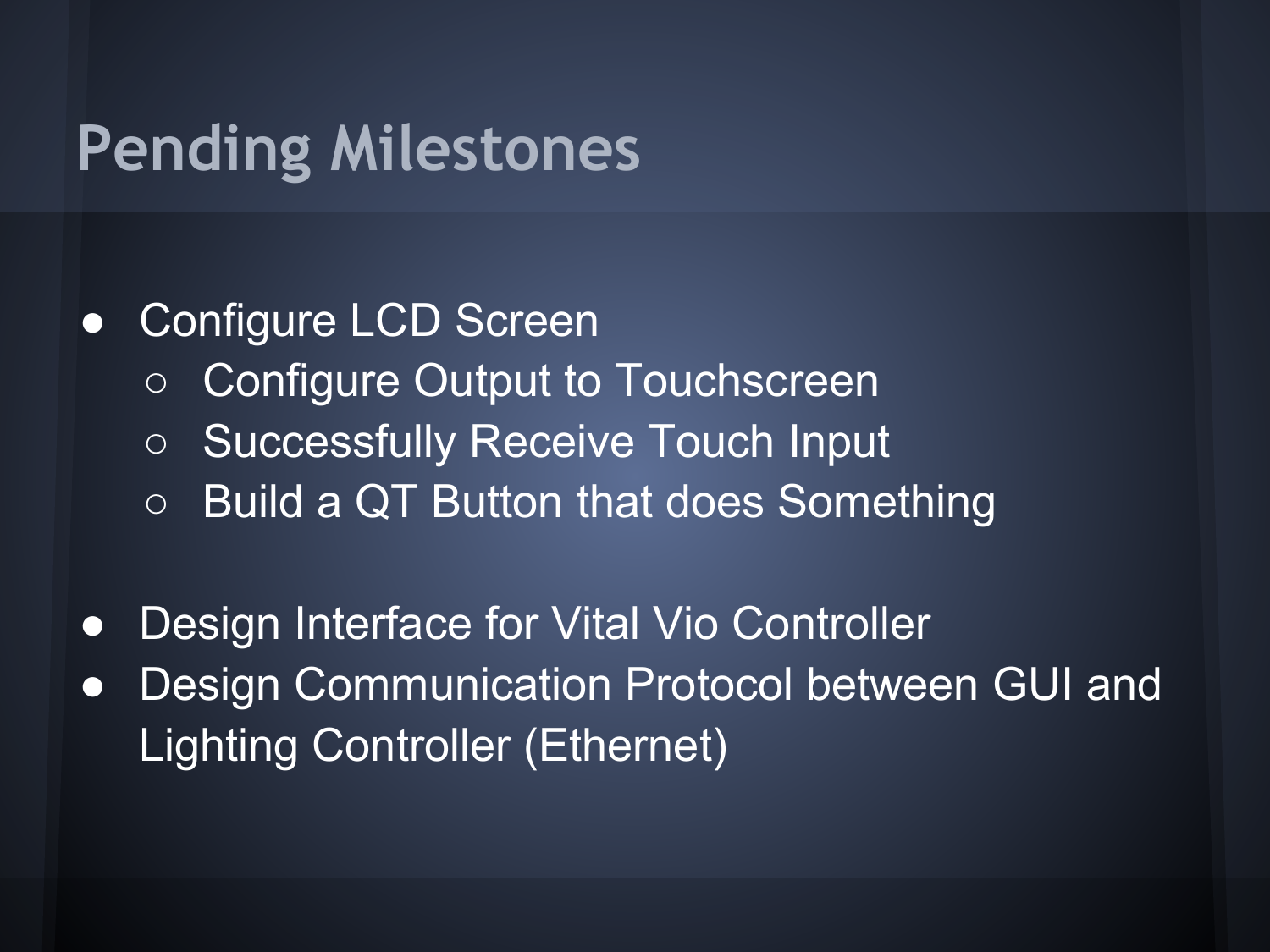# Pending Milestones

- Configure LCD Screen
  - Configure Output to Touchscreen
  - Successfully Receive Touch Input
  - Build a QT Button that does Something

- Design Interface for Vital Vio Controller
- Design Communication Protocol between GUI and Lighting Controller (Ethernet)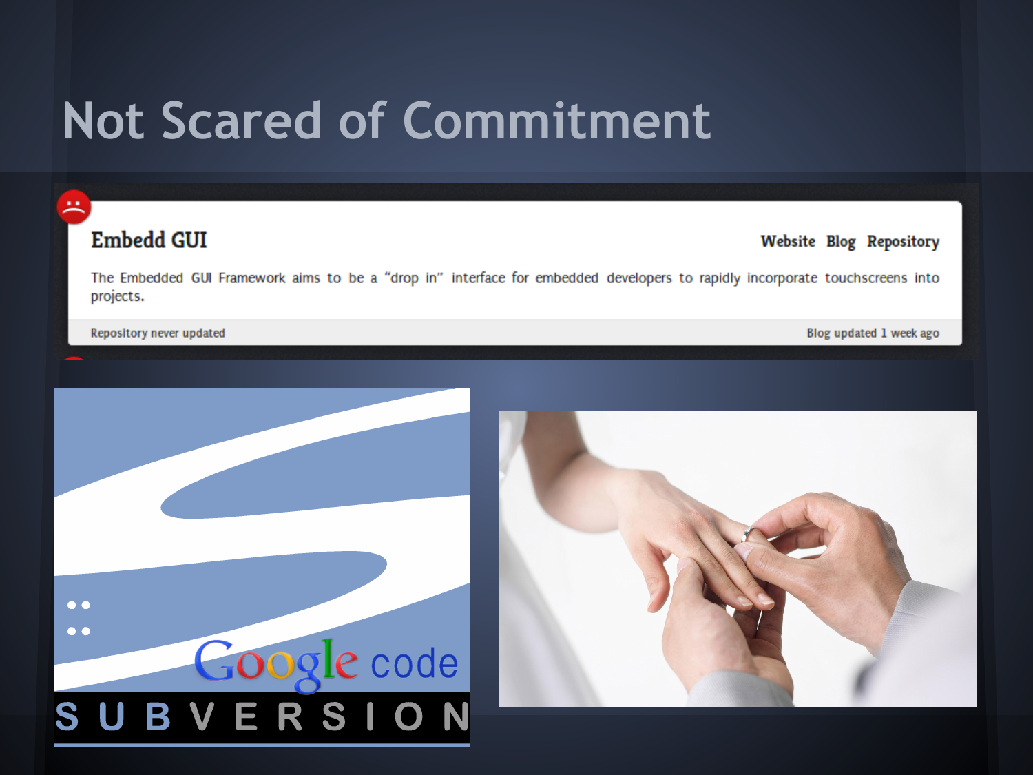# Not Scared of Commitment

**Embedd GUI** — Website | Blog | Repository

The Embedded GUI Framework aims to be a "drop in" interface for embedded developers to rapidly incorporate touchscreens into projects.

Repository never updated — Blog updated 1 week ago

Google code

SUBVERSION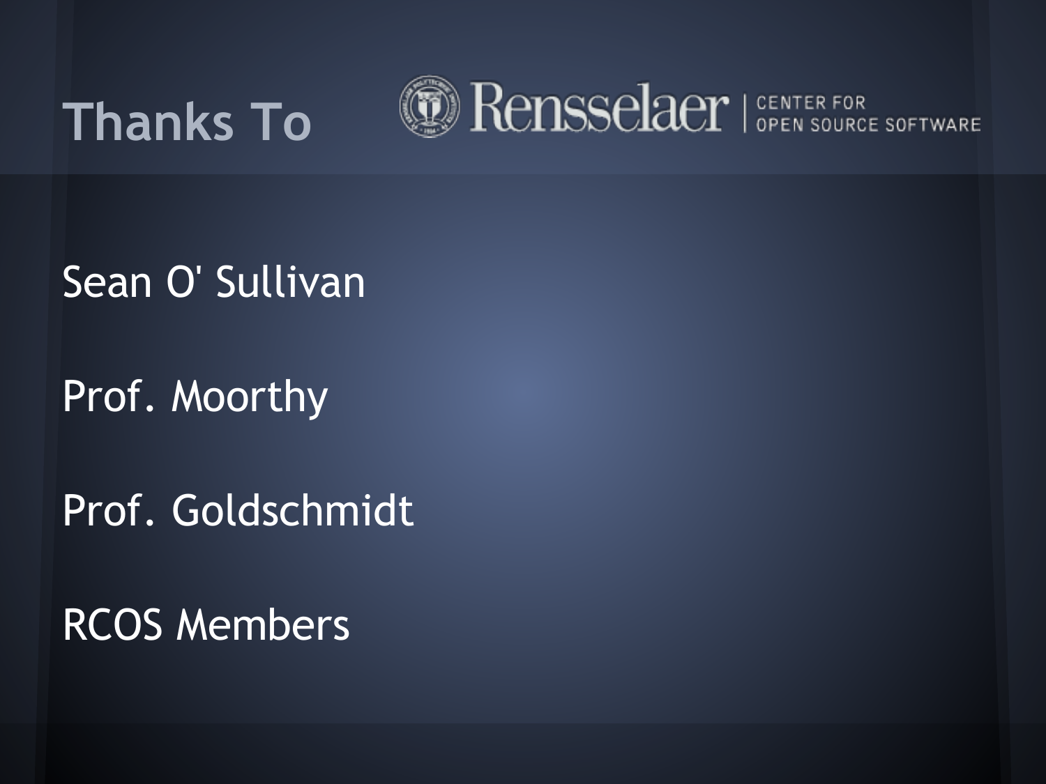# Thanks To

Rensselaer | CENTER FOR OPEN SOURCE SOFTWARE

Sean O' Sullivan

Prof. Moorthy

Prof. Goldschmidt

RCOS Members